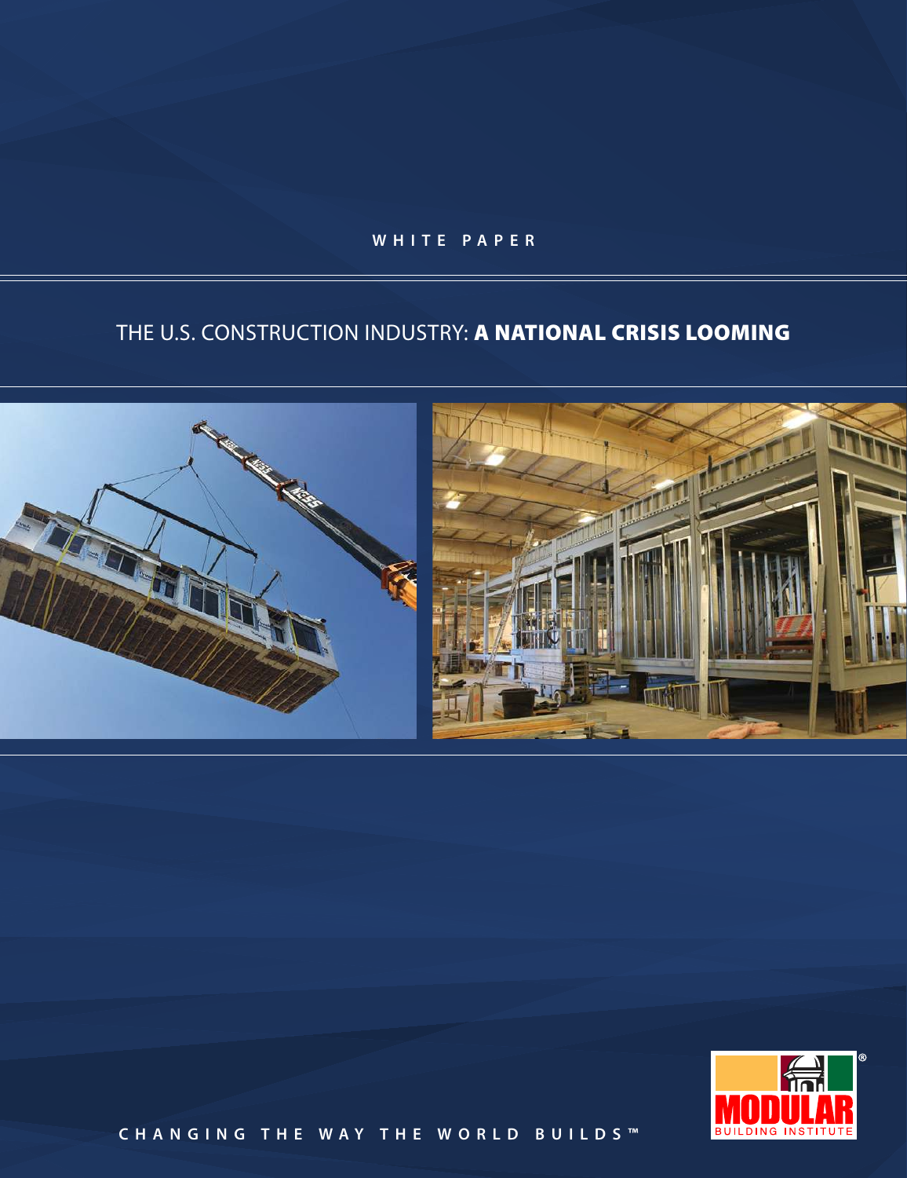WHITE PAPER

# THE U.S. CONSTRUCTION INDUSTRY: **A NATIONAL CRISIS LOOMING**

CHANGING THE WAY THE WORLD BUILDS™

MODULAR BUILDING INSTITUTE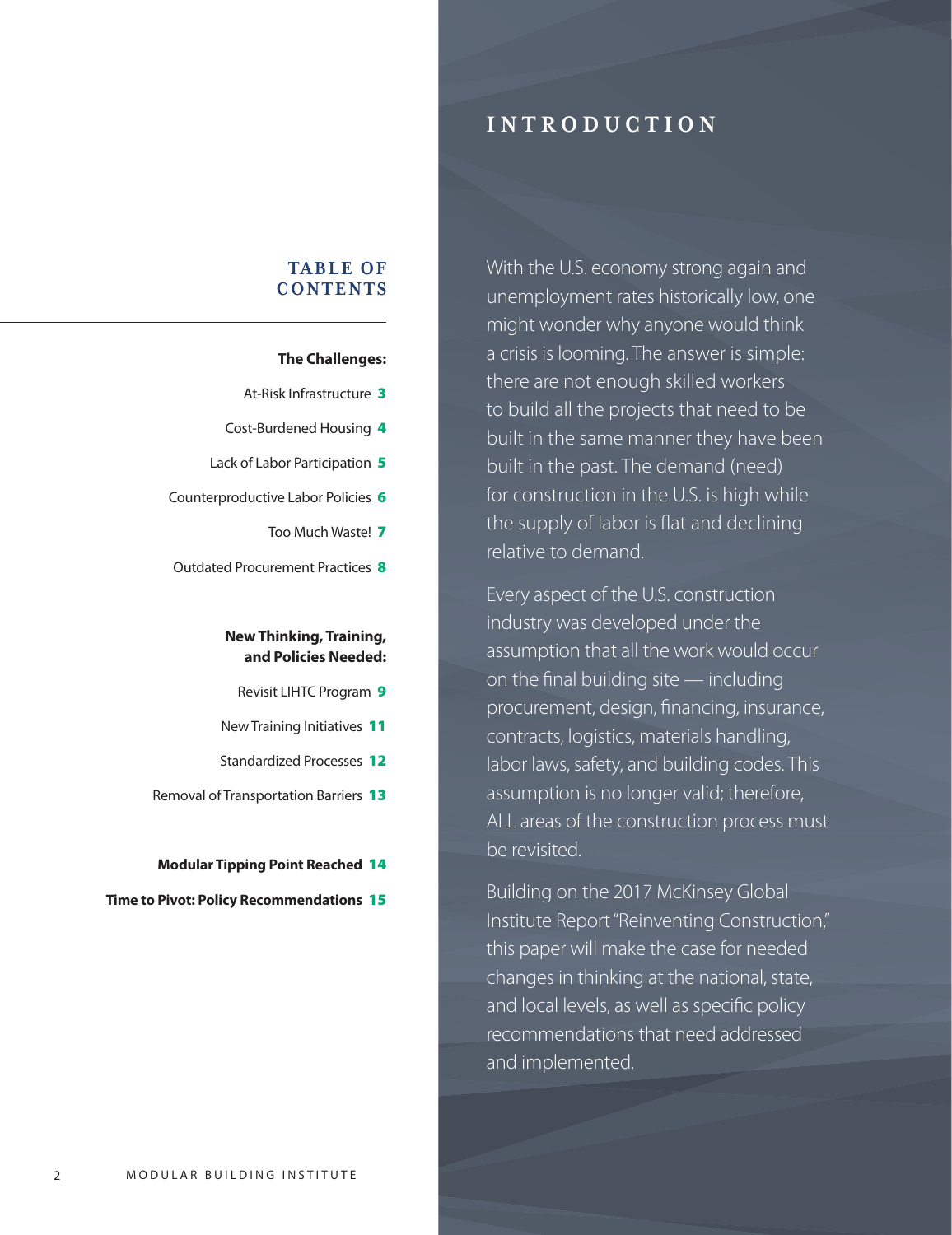## TABLE OF CONTENTS

**The Challenges:**

- At-Risk Infrastructure 3
- Cost-Burdened Housing 4
- Lack of Labor Participation 5
- Counterproductive Labor Policies 6
- Too Much Waste! 7
- Outdated Procurement Practices 8

**New Thinking, Training, and Policies Needed:**

- Revisit LIHTC Program 9
- New Training Initiatives 11
- Standardized Processes 12
- Removal of Transportation Barriers 13

**Modular Tipping Point Reached 14**

**Time to Pivot: Policy Recommendations 15**

# INTRODUCTION

With the U.S. economy strong again and unemployment rates historically low, one might wonder why anyone would think a crisis is looming. The answer is simple: there are not enough skilled workers to build all the projects that need to be built in the same manner they have been built in the past. The demand (need) for construction in the U.S. is high while the supply of labor is flat and declining relative to demand.

Every aspect of the U.S. construction industry was developed under the assumption that all the work would occur on the final building site — including procurement, design, financing, insurance, contracts, logistics, materials handling, labor laws, safety, and building codes. This assumption is no longer valid; therefore, ALL areas of the construction process must be revisited.

Building on the 2017 McKinsey Global Institute Report "Reinventing Construction," this paper will make the case for needed changes in thinking at the national, state, and local levels, as well as specific policy recommendations that need addressed and implemented.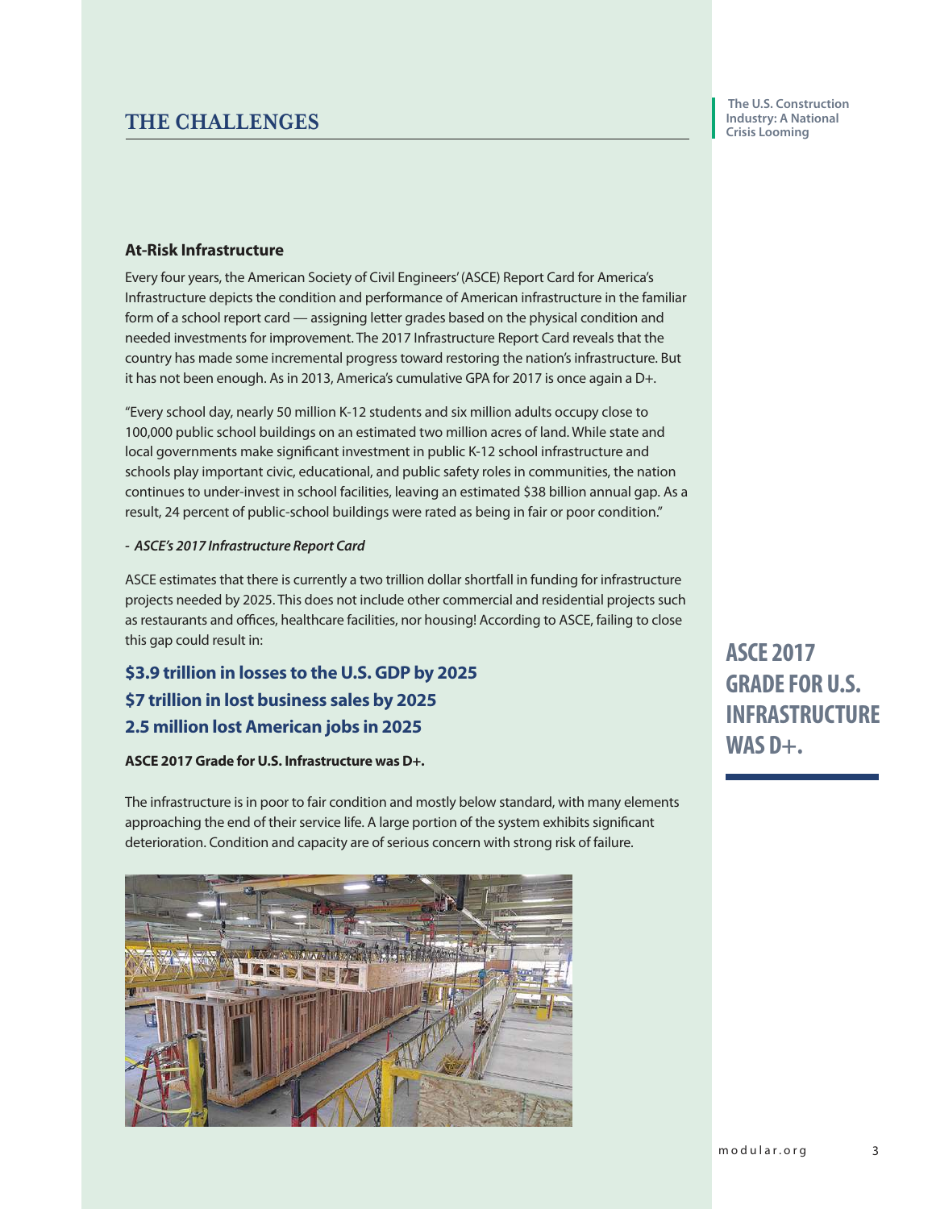## THE CHALLENGES

### At-Risk Infrastructure

Every four years, the American Society of Civil Engineers' (ASCE) Report Card for America's Infrastructure depicts the condition and performance of American infrastructure in the familiar form of a school report card — assigning letter grades based on the physical condition and needed investments for improvement. The 2017 Infrastructure Report Card reveals that the country has made some incremental progress toward restoring the nation's infrastructure. But it has not been enough. As in 2013, America's cumulative GPA for 2017 is once again a D+.

"Every school day, nearly 50 million K-12 students and six million adults occupy close to 100,000 public school buildings on an estimated two million acres of land. While state and local governments make significant investment in public K-12 school infrastructure and schools play important civic, educational, and public safety roles in communities, the nation continues to under-invest in school facilities, leaving an estimated $38 billion annual gap. As a result, 24 percent of public-school buildings were rated as being in fair or poor condition."

**- *ASCE's 2017 Infrastructure Report Card***

ASCE estimates that there is currently a two trillion dollar shortfall in funding for infrastructure projects needed by 2025. This does not include other commercial and residential projects such as restaurants and offices, healthcare facilities, nor housing! According to ASCE, failing to close this gap could result in:

**$3.9 trillion in losses to the U.S. GDP by 2025**
**$7 trillion in lost business sales by 2025**
**2.5 million lost American jobs in 2025**

**ASCE 2017 Grade for U.S. Infrastructure was D+.**

The infrastructure is in poor to fair condition and mostly below standard, with many elements approaching the end of their service life. A large portion of the system exhibits significant deterioration. Condition and capacity are of serious concern with strong risk of failure.

**ASCE 2017 GRADE FOR U.S. INFRASTRUCTURE WAS D+.**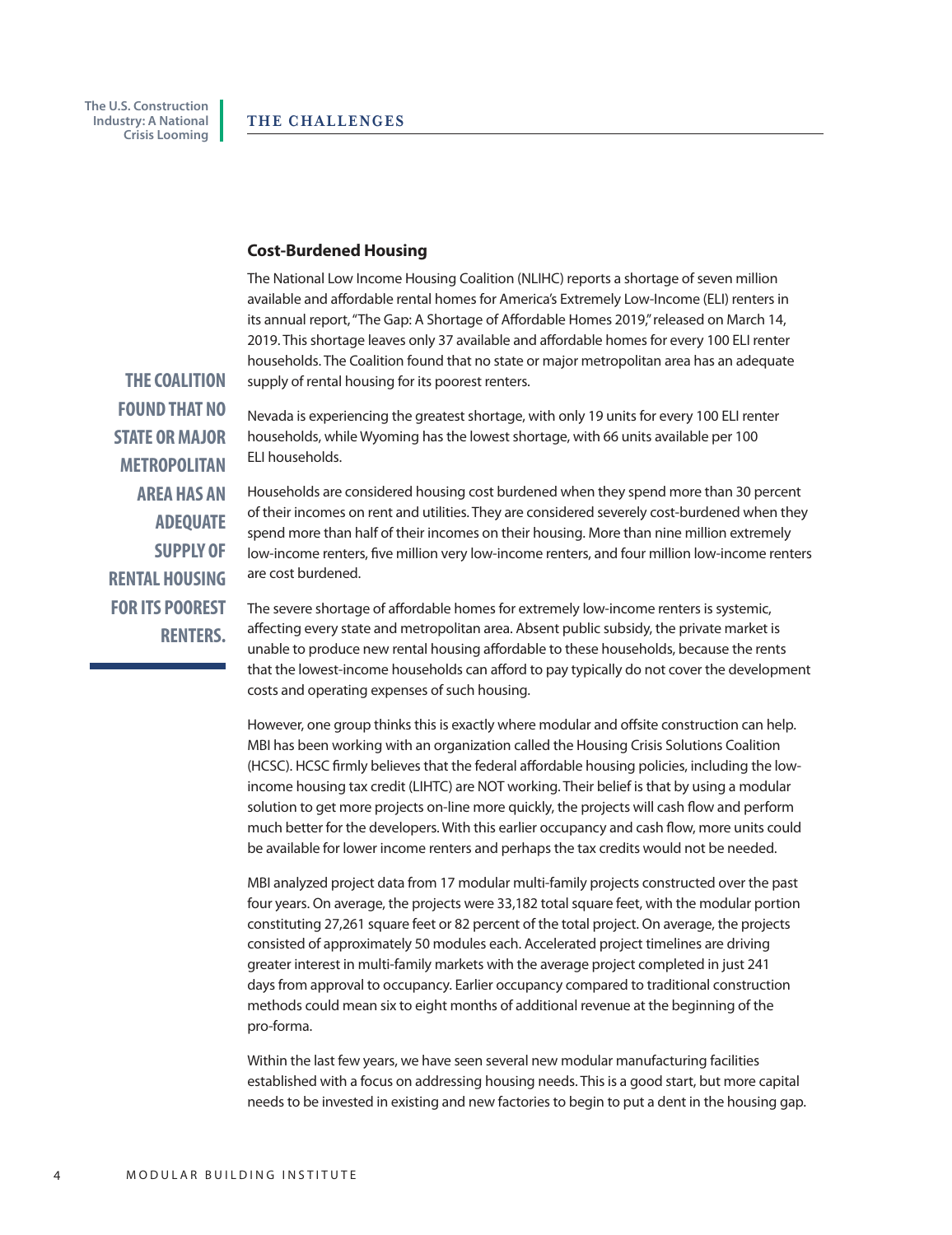## THE CHALLENGES

### Cost-Burdened Housing

The National Low Income Housing Coalition (NLIHC) reports a shortage of seven million available and affordable rental homes for America's Extremely Low-Income (ELI) renters in its annual report, "The Gap: A Shortage of Affordable Homes 2019," released on March 14, 2019. This shortage leaves only 37 available and affordable homes for every 100 ELI renter households. The Coalition found that no state or major metropolitan area has an adequate supply of rental housing for its poorest renters.

**THE COALITION FOUND THAT NO STATE OR MAJOR METROPOLITAN AREA HAS AN ADEQUATE SUPPLY OF RENTAL HOUSING FOR ITS POOREST RENTERS.**

Nevada is experiencing the greatest shortage, with only 19 units for every 100 ELI renter households, while Wyoming has the lowest shortage, with 66 units available per 100 ELI households.

Households are considered housing cost burdened when they spend more than 30 percent of their incomes on rent and utilities. They are considered severely cost-burdened when they spend more than half of their incomes on their housing. More than nine million extremely low-income renters, five million very low-income renters, and four million low-income renters are cost burdened.

The severe shortage of affordable homes for extremely low-income renters is systemic, affecting every state and metropolitan area. Absent public subsidy, the private market is unable to produce new rental housing affordable to these households, because the rents that the lowest-income households can afford to pay typically do not cover the development costs and operating expenses of such housing.

However, one group thinks this is exactly where modular and offsite construction can help. MBI has been working with an organization called the Housing Crisis Solutions Coalition (HCSC). HCSC firmly believes that the federal affordable housing policies, including the low-income housing tax credit (LIHTC) are NOT working. Their belief is that by using a modular solution to get more projects on-line more quickly, the projects will cash flow and perform much better for the developers. With this earlier occupancy and cash flow, more units could be available for lower income renters and perhaps the tax credits would not be needed.

MBI analyzed project data from 17 modular multi-family projects constructed over the past four years. On average, the projects were 33,182 total square feet, with the modular portion constituting 27,261 square feet or 82 percent of the total project. On average, the projects consisted of approximately 50 modules each. Accelerated project timelines are driving greater interest in multi-family markets with the average project completed in just 241 days from approval to occupancy. Earlier occupancy compared to traditional construction methods could mean six to eight months of additional revenue at the beginning of the pro-forma.

Within the last few years, we have seen several new modular manufacturing facilities established with a focus on addressing housing needs. This is a good start, but more capital needs to be invested in existing and new factories to begin to put a dent in the housing gap.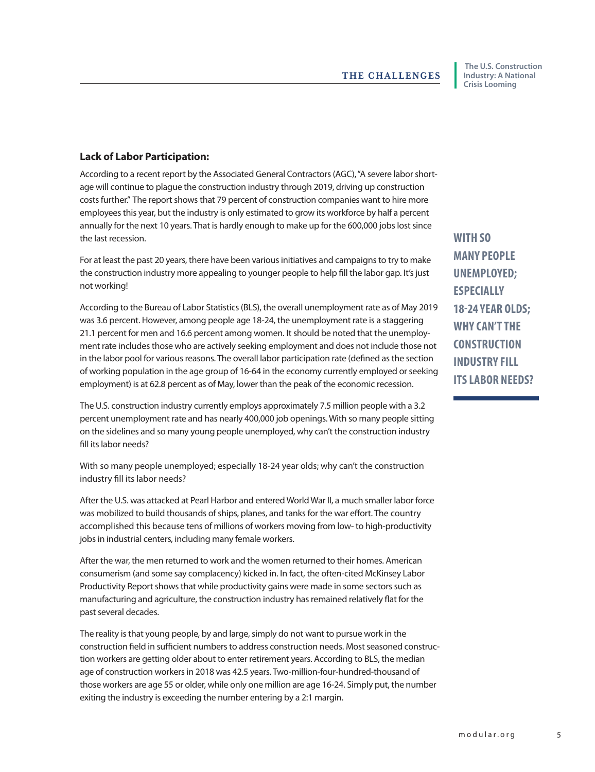### Lack of Labor Participation:

According to a recent report by the Associated General Contractors (AGC), "A severe labor shortage will continue to plague the construction industry through 2019, driving up construction costs further." The report shows that 79 percent of construction companies want to hire more employees this year, but the industry is only estimated to grow its workforce by half a percent annually for the next 10 years. That is hardly enough to make up for the 600,000 jobs lost since the last recession.

For at least the past 20 years, there have been various initiatives and campaigns to try to make the construction industry more appealing to younger people to help fill the labor gap. It's just not working!

According to the Bureau of Labor Statistics (BLS), the overall unemployment rate as of May 2019 was 3.6 percent. However, among people age 18-24, the unemployment rate is a staggering 21.1 percent for men and 16.6 percent among women. It should be noted that the unemployment rate includes those who are actively seeking employment and does not include those not in the labor pool for various reasons. The overall labor participation rate (defined as the section of working population in the age group of 16-64 in the economy currently employed or seeking employment) is at 62.8 percent as of May, lower than the peak of the economic recession.

The U.S. construction industry currently employs approximately 7.5 million people with a 3.2 percent unemployment rate and has nearly 400,000 job openings. With so many people sitting on the sidelines and so many young people unemployed, why can't the construction industry fill its labor needs?

With so many people unemployed; especially 18-24 year olds; why can't the construction industry fill its labor needs?

**WITH SO MANY PEOPLE UNEMPLOYED; ESPECIALLY 18-24 YEAR OLDS; WHY CAN'T THE CONSTRUCTION INDUSTRY FILL ITS LABOR NEEDS?**

After the U.S. was attacked at Pearl Harbor and entered World War II, a much smaller labor force was mobilized to build thousands of ships, planes, and tanks for the war effort. The country accomplished this because tens of millions of workers moving from low- to high-productivity jobs in industrial centers, including many female workers.

After the war, the men returned to work and the women returned to their homes. American consumerism (and some say complacency) kicked in. In fact, the often-cited McKinsey Labor Productivity Report shows that while productivity gains were made in some sectors such as manufacturing and agriculture, the construction industry has remained relatively flat for the past several decades.

The reality is that young people, by and large, simply do not want to pursue work in the construction field in sufficient numbers to address construction needs. Most seasoned construction workers are getting older about to enter retirement years. According to BLS, the median age of construction workers in 2018 was 42.5 years. Two-million-four-hundred-thousand of those workers are age 55 or older, while only one million are age 16-24. Simply put, the number exiting the industry is exceeding the number entering by a 2:1 margin.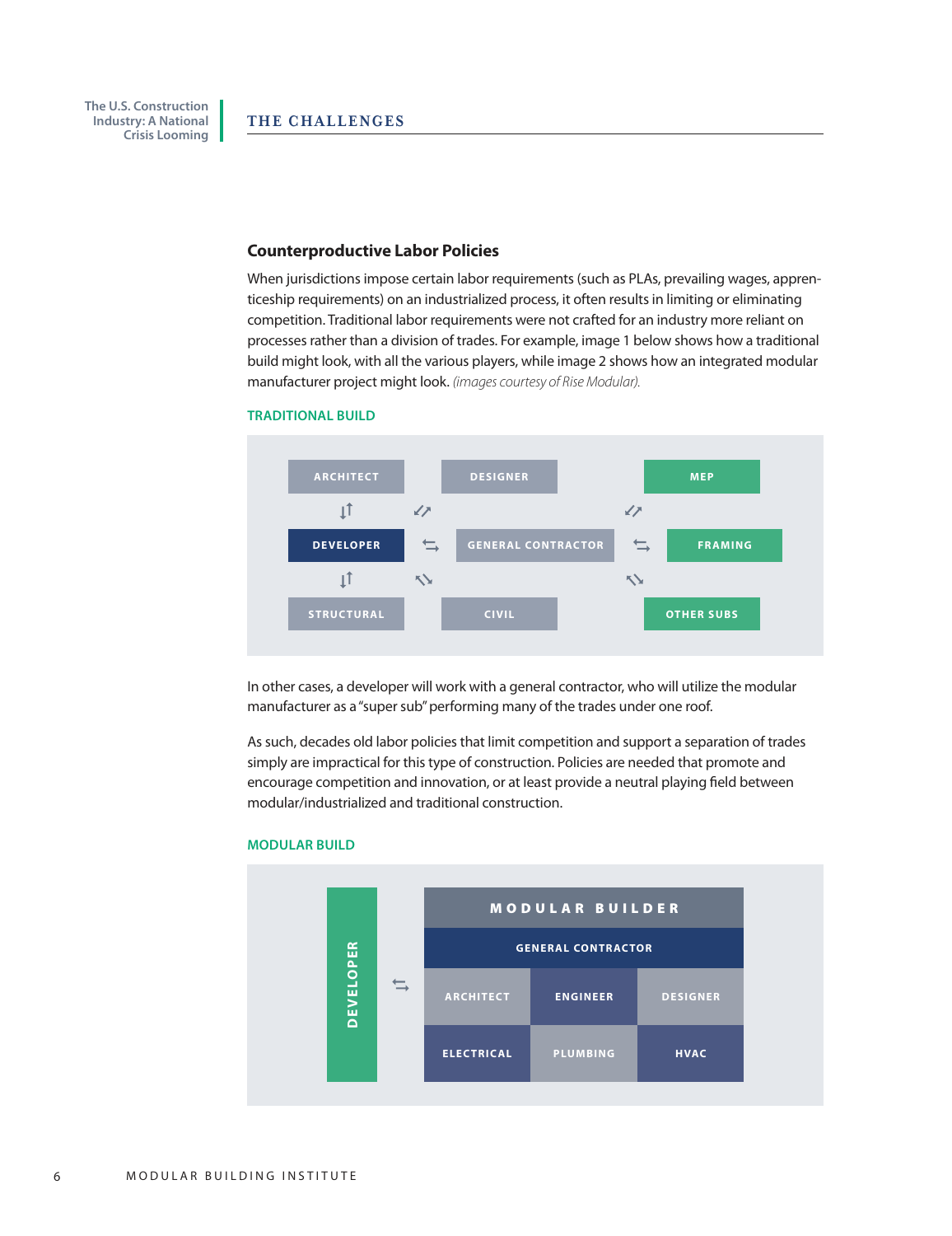## Counterproductive Labor Policies

When jurisdictions impose certain labor requirements (such as PLAs, prevailing wages, apprenticeship requirements) on an industrialized process, it often results in limiting or eliminating competition. Traditional labor requirements were not crafted for an industry more reliant on processes rather than a division of trades. For example, image 1 below shows how a traditional build might look, with all the various players, while image 2 shows how an integrated modular manufacturer project might look. *(images courtesy of Rise Modular).*

### TRADITIONAL BUILD

ARCHITECT
DESIGNER
MEP
DEVELOPER
GENERAL CONTRACTOR
FRAMING
STRUCTURAL
CIVIL
OTHER SUBS

In other cases, a developer will work with a general contractor, who will utilize the modular manufacturer as a "super sub" performing many of the trades under one roof.

As such, decades old labor policies that limit competition and support a separation of trades simply are impractical for this type of construction. Policies are needed that promote and encourage competition and innovation, or at least provide a neutral playing field between modular/industrialized and traditional construction.

### MODULAR BUILD

DEVELOPER

MODULAR BUILDER
GENERAL CONTRACTOR
ARCHITECT
ENGINEER
DESIGNER
ELECTRICAL
PLUMBING
HVAC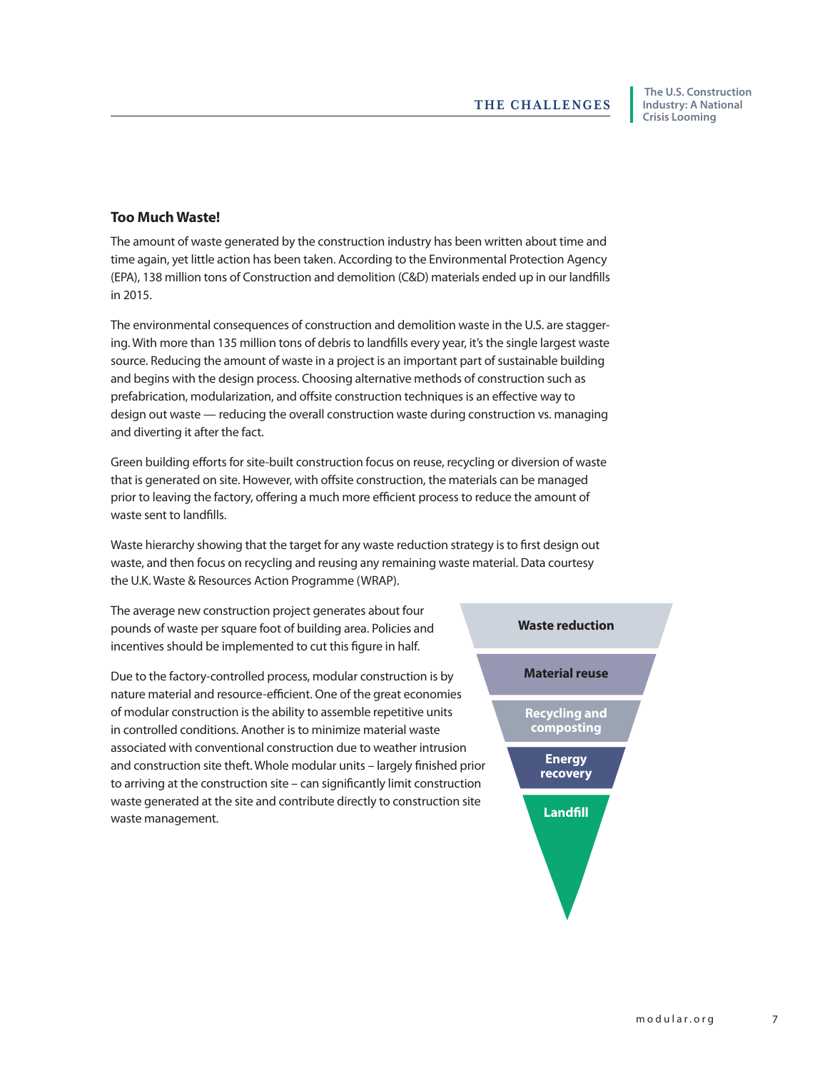## Too Much Waste!

The amount of waste generated by the construction industry has been written about time and time again, yet little action has been taken. According to the Environmental Protection Agency (EPA), 138 million tons of Construction and demolition (C&D) materials ended up in our landfills in 2015.

The environmental consequences of construction and demolition waste in the U.S. are staggering. With more than 135 million tons of debris to landfills every year, it's the single largest waste source. Reducing the amount of waste in a project is an important part of sustainable building and begins with the design process. Choosing alternative methods of construction such as prefabrication, modularization, and offsite construction techniques is an effective way to design out waste — reducing the overall construction waste during construction vs. managing and diverting it after the fact.

Green building efforts for site-built construction focus on reuse, recycling or diversion of waste that is generated on site. However, with offsite construction, the materials can be managed prior to leaving the factory, offering a much more efficient process to reduce the amount of waste sent to landfills.

Waste hierarchy showing that the target for any waste reduction strategy is to first design out waste, and then focus on recycling and reusing any remaining waste material. Data courtesy the U.K. Waste & Resources Action Programme (WRAP).

The average new construction project generates about four pounds of waste per square foot of building area. Policies and incentives should be implemented to cut this figure in half.

Due to the factory-controlled process, modular construction is by nature material and resource-efficient. One of the great economies of modular construction is the ability to assemble repetitive units in controlled conditions. Another is to minimize material waste associated with conventional construction due to weather intrusion and construction site theft. Whole modular units – largely finished prior to arriving at the construction site – can significantly limit construction waste generated at the site and contribute directly to construction site waste management.

Waste reduction

Material reuse

Recycling and composting

Energy recovery

Landfill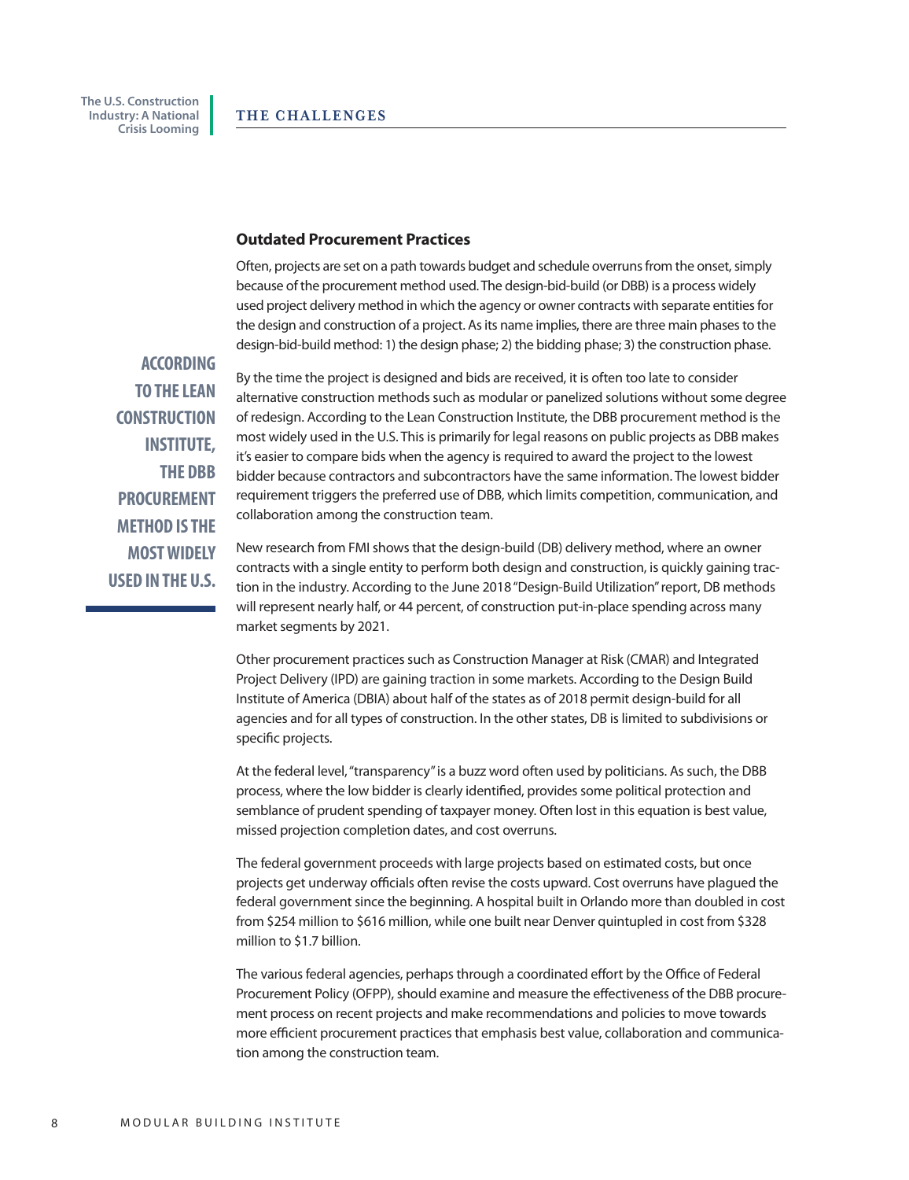## THE CHALLENGES

### Outdated Procurement Practices

Often, projects are set on a path towards budget and schedule overruns from the onset, simply because of the procurement method used. The design-bid-build (or DBB) is a process widely used project delivery method in which the agency or owner contracts with separate entities for the design and construction of a project. As its name implies, there are three main phases to the design-bid-build method: 1) the design phase; 2) the bidding phase; 3) the construction phase.

**ACCORDING TO THE LEAN CONSTRUCTION INSTITUTE, THE DBB PROCUREMENT METHOD IS THE MOST WIDELY USED IN THE U.S.**

By the time the project is designed and bids are received, it is often too late to consider alternative construction methods such as modular or panelized solutions without some degree of redesign. According to the Lean Construction Institute, the DBB procurement method is the most widely used in the U.S. This is primarily for legal reasons on public projects as DBB makes it's easier to compare bids when the agency is required to award the project to the lowest bidder because contractors and subcontractors have the same information. The lowest bidder requirement triggers the preferred use of DBB, which limits competition, communication, and collaboration among the construction team.

New research from FMI shows that the design-build (DB) delivery method, where an owner contracts with a single entity to perform both design and construction, is quickly gaining traction in the industry. According to the June 2018 "Design-Build Utilization" report, DB methods will represent nearly half, or 44 percent, of construction put-in-place spending across many market segments by 2021.

Other procurement practices such as Construction Manager at Risk (CMAR) and Integrated Project Delivery (IPD) are gaining traction in some markets. According to the Design Build Institute of America (DBIA) about half of the states as of 2018 permit design-build for all agencies and for all types of construction. In the other states, DB is limited to subdivisions or specific projects.

At the federal level, "transparency" is a buzz word often used by politicians. As such, the DBB process, where the low bidder is clearly identified, provides some political protection and semblance of prudent spending of taxpayer money. Often lost in this equation is best value, missed projection completion dates, and cost overruns.

The federal government proceeds with large projects based on estimated costs, but once projects get underway officials often revise the costs upward. Cost overruns have plagued the federal government since the beginning. A hospital built in Orlando more than doubled in cost from $254 million to $616 million, while one built near Denver quintupled in cost from $328 million to $1.7 billion.

The various federal agencies, perhaps through a coordinated effort by the Office of Federal Procurement Policy (OFPP), should examine and measure the effectiveness of the DBB procurement process on recent projects and make recommendations and policies to move towards more efficient procurement practices that emphasis best value, collaboration and communication among the construction team.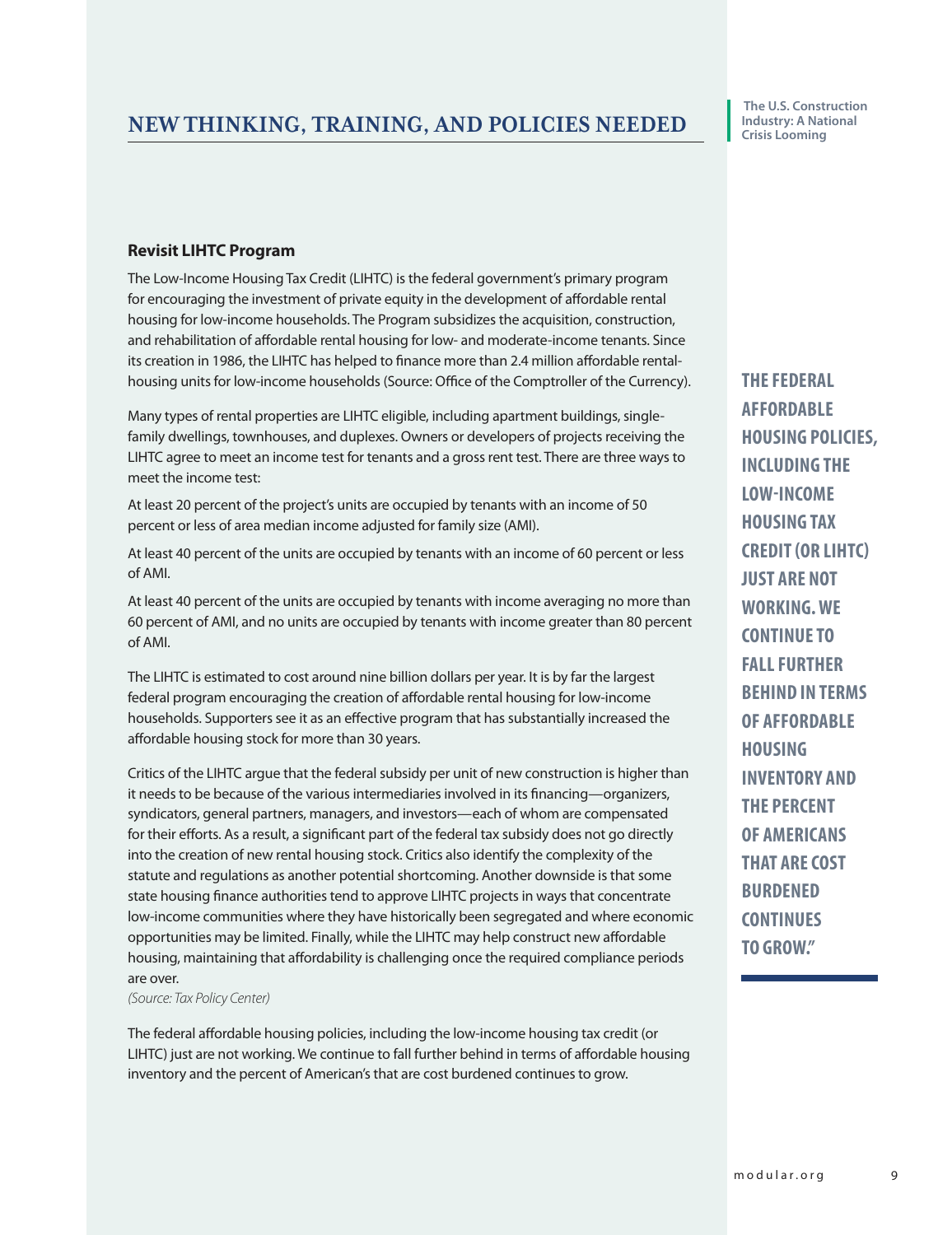## NEW THINKING, TRAINING, AND POLICIES NEEDED

### Revisit LIHTC Program

The Low-Income Housing Tax Credit (LIHTC) is the federal government's primary program for encouraging the investment of private equity in the development of affordable rental housing for low-income households. The Program subsidizes the acquisition, construction, and rehabilitation of affordable rental housing for low- and moderate-income tenants. Since its creation in 1986, the LIHTC has helped to finance more than 2.4 million affordable rental-housing units for low-income households (Source: Office of the Comptroller of the Currency).

Many types of rental properties are LIHTC eligible, including apartment buildings, single-family dwellings, townhouses, and duplexes. Owners or developers of projects receiving the LIHTC agree to meet an income test for tenants and a gross rent test. There are three ways to meet the income test:

At least 20 percent of the project's units are occupied by tenants with an income of 50 percent or less of area median income adjusted for family size (AMI).

At least 40 percent of the units are occupied by tenants with an income of 60 percent or less of AMI.

At least 40 percent of the units are occupied by tenants with income averaging no more than 60 percent of AMI, and no units are occupied by tenants with income greater than 80 percent of AMI.

The LIHTC is estimated to cost around nine billion dollars per year. It is by far the largest federal program encouraging the creation of affordable rental housing for low-income households. Supporters see it as an effective program that has substantially increased the affordable housing stock for more than 30 years.

Critics of the LIHTC argue that the federal subsidy per unit of new construction is higher than it needs to be because of the various intermediaries involved in its financing—organizers, syndicators, general partners, managers, and investors—each of whom are compensated for their efforts. As a result, a significant part of the federal tax subsidy does not go directly into the creation of new rental housing stock. Critics also identify the complexity of the statute and regulations as another potential shortcoming. Another downside is that some state housing finance authorities tend to approve LIHTC projects in ways that concentrate low-income communities where they have historically been segregated and where economic opportunities may be limited. Finally, while the LIHTC may help construct new affordable housing, maintaining that affordability is challenging once the required compliance periods are over.

*(Source: Tax Policy Center)*

The federal affordable housing policies, including the low-income housing tax credit (or LIHTC) just are not working. We continue to fall further behind in terms of affordable housing inventory and the percent of American's that are cost burdened continues to grow.

**THE FEDERAL AFFORDABLE HOUSING POLICIES, INCLUDING THE LOW-INCOME HOUSING TAX CREDIT (OR LIHTC) JUST ARE NOT WORKING. WE CONTINUE TO FALL FURTHER BEHIND IN TERMS OF AFFORDABLE HOUSING INVENTORY AND THE PERCENT OF AMERICANS THAT ARE COST BURDENED CONTINUES TO GROW."**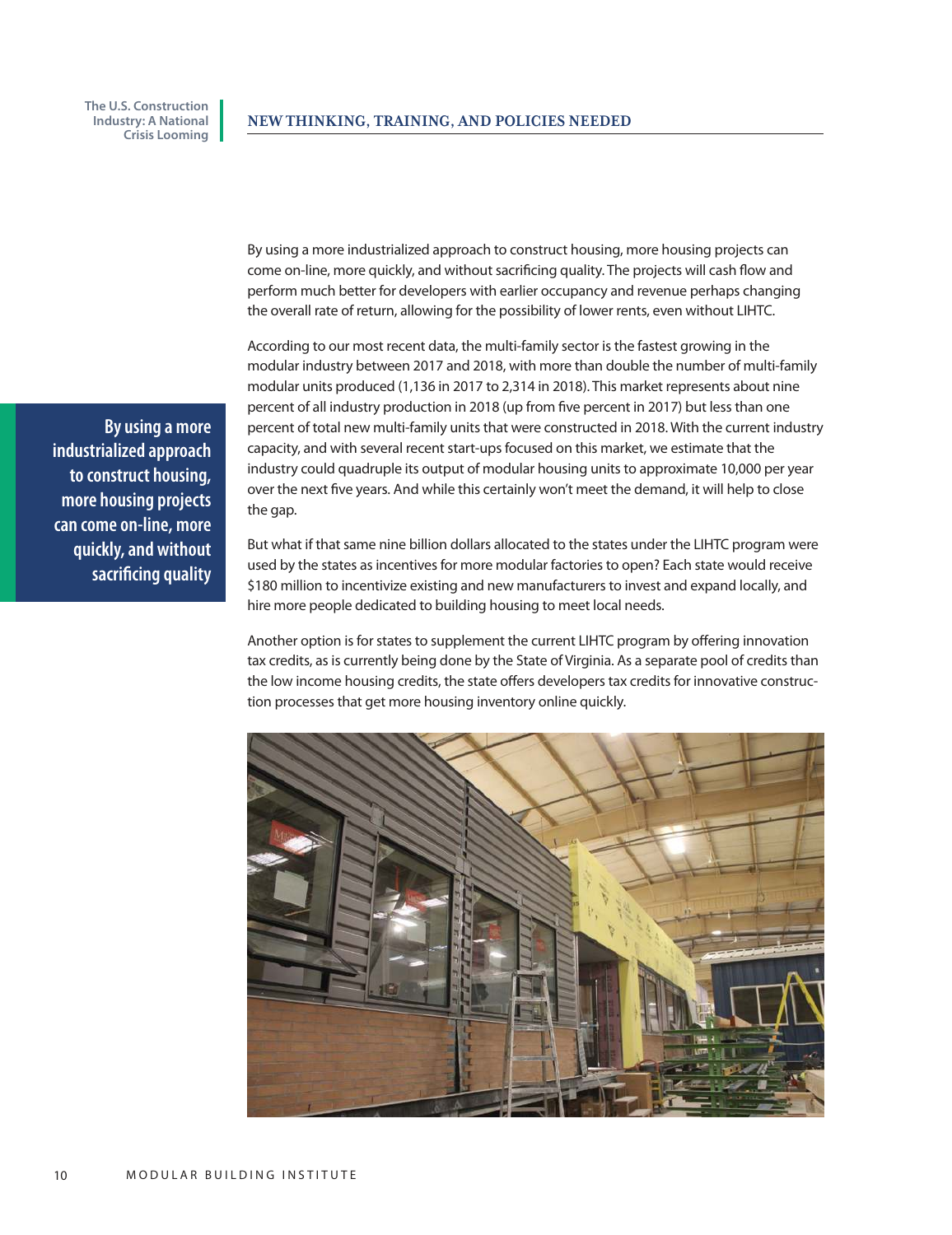By using a more industrialized approach to construct housing, more housing projects can come on-line, more quickly, and without sacrificing quality. The projects will cash flow and perform much better for developers with earlier occupancy and revenue perhaps changing the overall rate of return, allowing for the possibility of lower rents, even without LIHTC.

According to our most recent data, the multi-family sector is the fastest growing in the modular industry between 2017 and 2018, with more than double the number of multi-family modular units produced (1,136 in 2017 to 2,314 in 2018). This market represents about nine percent of all industry production in 2018 (up from five percent in 2017) but less than one percent of total new multi-family units that were constructed in 2018. With the current industry capacity, and with several recent start-ups focused on this market, we estimate that the industry could quadruple its output of modular housing units to approximate 10,000 per year over the next five years. And while this certainly won't meet the demand, it will help to close the gap.

**By using a more industrialized approach to construct housing, more housing projects can come on-line, more quickly, and without sacrificing quality**

But what if that same nine billion dollars allocated to the states under the LIHTC program were used by the states as incentives for more modular factories to open? Each state would receive $180 million to incentivize existing and new manufacturers to invest and expand locally, and hire more people dedicated to building housing to meet local needs.

Another option is for states to supplement the current LIHTC program by offering innovation tax credits, as is currently being done by the State of Virginia. As a separate pool of credits than the low income housing credits, the state offers developers tax credits for innovative construction processes that get more housing inventory online quickly.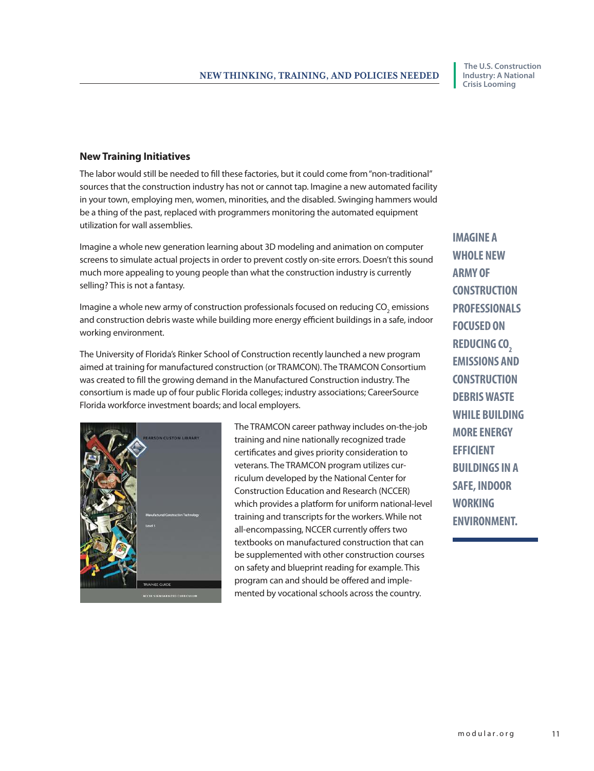## New Training Initiatives

The labor would still be needed to fill these factories, but it could come from "non-traditional" sources that the construction industry has not or cannot tap. Imagine a new automated facility in your town, employing men, women, minorities, and the disabled. Swinging hammers would be a thing of the past, replaced with programmers monitoring the automated equipment utilization for wall assemblies.

Imagine a whole new generation learning about 3D modeling and animation on computer screens to simulate actual projects in order to prevent costly on-site errors. Doesn't this sound much more appealing to young people than what the construction industry is currently selling? This is not a fantasy.

Imagine a whole new army of construction professionals focused on reducing $CO_2$ emissions and construction debris waste while building more energy efficient buildings in a safe, indoor working environment.

The University of Florida's Rinker School of Construction recently launched a new program aimed at training for manufactured construction (or TRAMCON). The TRAMCON Consortium was created to fill the growing demand in the Manufactured Construction industry. The consortium is made up of four public Florida colleges; industry associations; CareerSource Florida workforce investment boards; and local employers.

The TRAMCON career pathway includes on-the-job training and nine nationally recognized trade certificates and gives priority consideration to veterans. The TRAMCON program utilizes curriculum developed by the National Center for Construction Education and Research (NCCER) which provides a platform for uniform national-level training and transcripts for the workers. While not all-encompassing, NCCER currently offers two textbooks on manufactured construction that can be supplemented with other construction courses on safety and blueprint reading for example. This program can and should be offered and implemented by vocational schools across the country.

**IMAGINE A WHOLE NEW ARMY OF CONSTRUCTION PROFESSIONALS FOCUSED ON REDUCING $CO_2$ EMISSIONS AND CONSTRUCTION DEBRIS WASTE WHILE BUILDING MORE ENERGY EFFICIENT BUILDINGS IN A SAFE, INDOOR WORKING ENVIRONMENT.**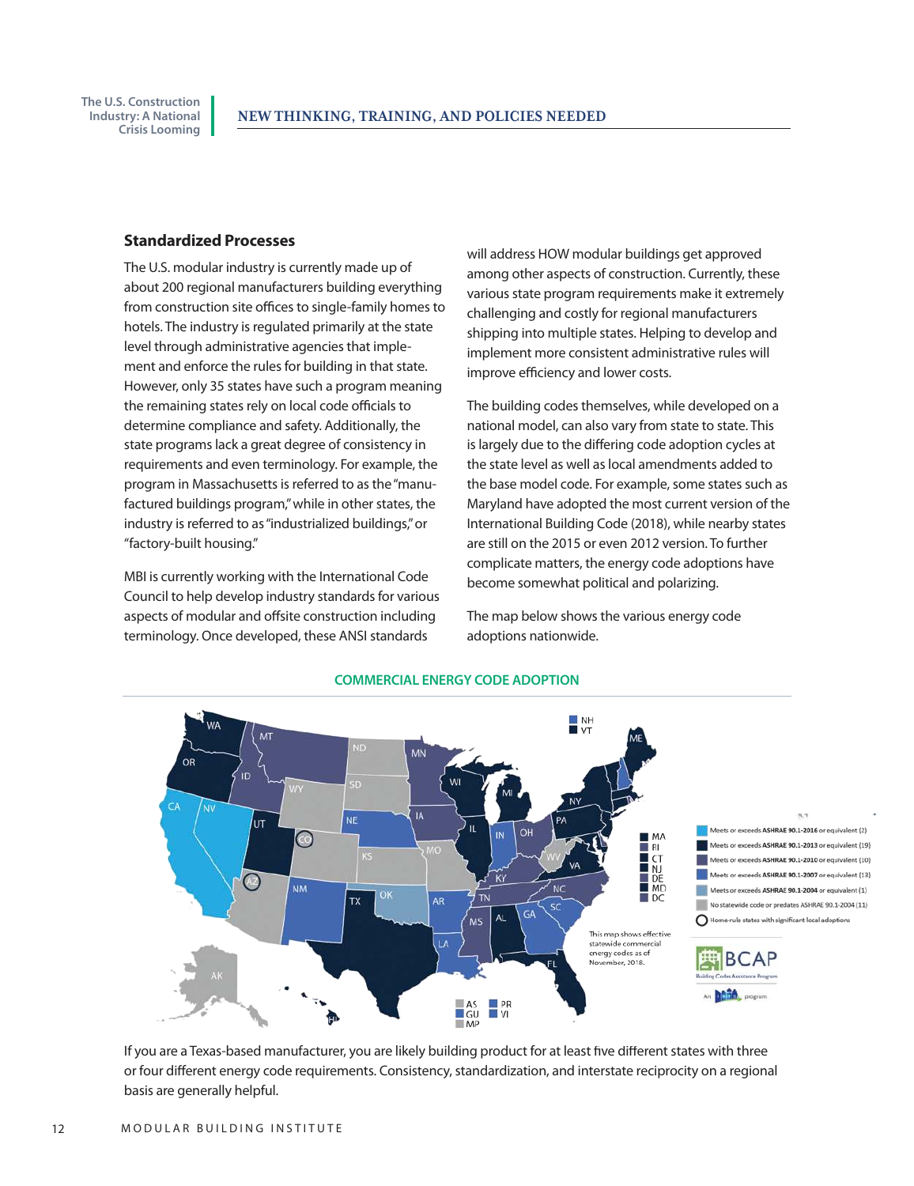## Standardized Processes

The U.S. modular industry is currently made up of about 200 regional manufacturers building everything from construction site offices to single-family homes to hotels. The industry is regulated primarily at the state level through administrative agencies that implement and enforce the rules for building in that state. However, only 35 states have such a program meaning the remaining states rely on local code officials to determine compliance and safety. Additionally, the state programs lack a great degree of consistency in requirements and even terminology. For example, the program in Massachusetts is referred to as the "manufactured buildings program," while in other states, the industry is referred to as "industrialized buildings," or "factory-built housing."

MBI is currently working with the International Code Council to help develop industry standards for various aspects of modular and offsite construction including terminology. Once developed, these ANSI standards will address HOW modular buildings get approved among other aspects of construction. Currently, these various state program requirements make it extremely challenging and costly for regional manufacturers shipping into multiple states. Helping to develop and implement more consistent administrative rules will improve efficiency and lower costs.

The building codes themselves, while developed on a national model, can also vary from state to state. This is largely due to the differing code adoption cycles at the state level as well as local amendments added to the base model code. For example, some states such as Maryland have adopted the most current version of the International Building Code (2018), while nearby states are still on the 2015 or even 2012 version. To further complicate matters, the energy code adoptions have become somewhat political and polarizing.

The map below shows the various energy code adoptions nationwide.

**COMMERCIAL ENERGY CODE ADOPTION**

- Meets or exceeds ASHRAE 90.1-2016 or equivalent (2)
- Meets or exceeds ASHRAE 90.1-2013 or equivalent (19)
- Meets or exceeds ASHRAE 90.1-2010 or equivalent (10)
- Meets or exceeds ASHRAE 90.1-2007 or equivalent (13)
- Meets or exceeds ASHRAE 90.1-2004 or equivalent (1)
- No statewide code or predates ASHRAE 90.1-2004 (11)
- Home-rule states with significant local adoptions

This map shows effective statewide commercial energy codes as of November, 2018.

BCAP – Building Codes Assistance Program

If you are a Texas-based manufacturer, you are likely building product for at least five different states with three or four different energy code requirements. Consistency, standardization, and interstate reciprocity on a regional basis are generally helpful.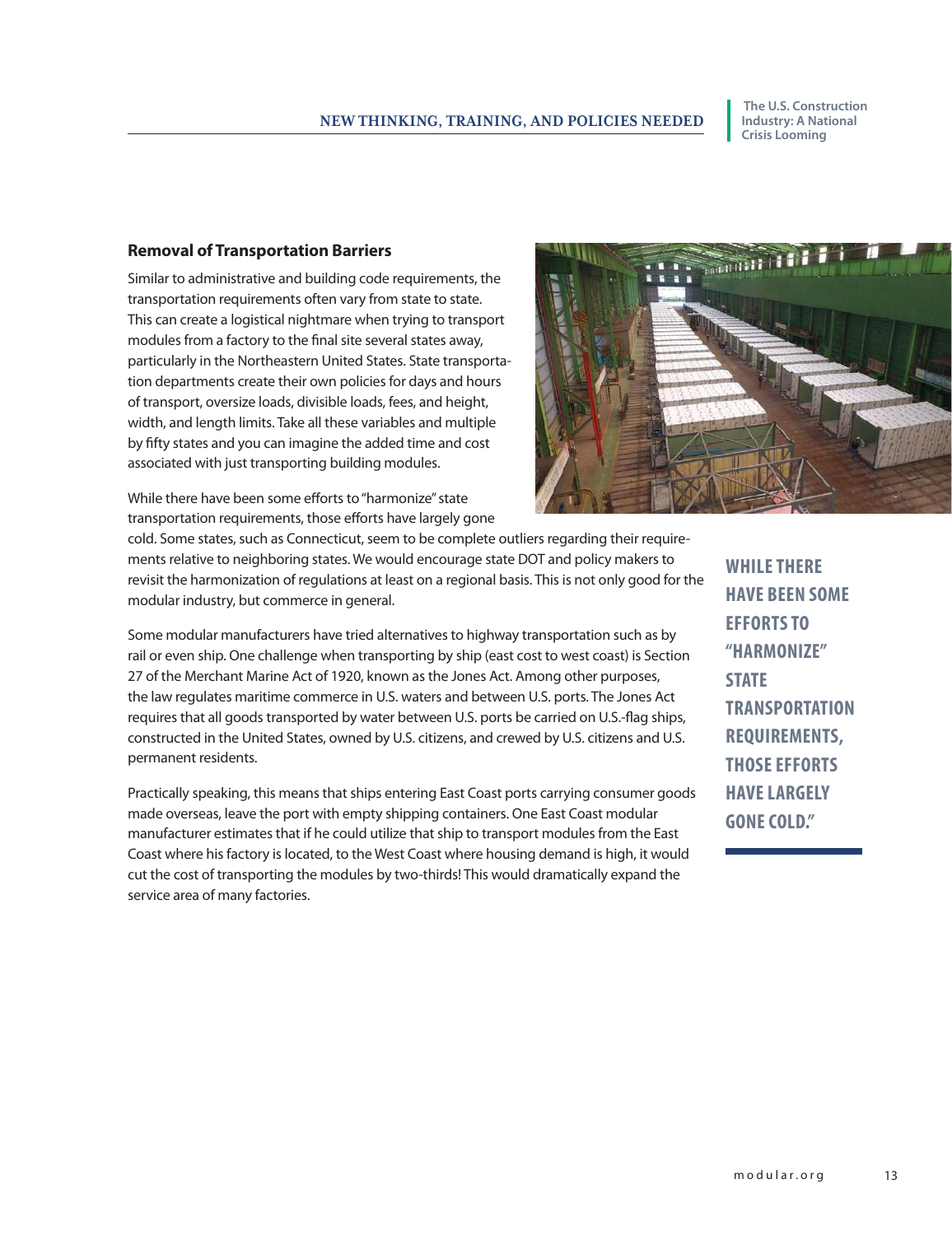### Removal of Transportation Barriers

Similar to administrative and building code requirements, the transportation requirements often vary from state to state. This can create a logistical nightmare when trying to transport modules from a factory to the final site several states away, particularly in the Northeastern United States. State transportation departments create their own policies for days and hours of transport, oversize loads, divisible loads, fees, and height, width, and length limits. Take all these variables and multiple by fifty states and you can imagine the added time and cost associated with just transporting building modules.

While there have been some efforts to "harmonize" state transportation requirements, those efforts have largely gone cold. Some states, such as Connecticut, seem to be complete outliers regarding their requirements relative to neighboring states. We would encourage state DOT and policy makers to revisit the harmonization of regulations at least on a regional basis. This is not only good for the modular industry, but commerce in general.

> **WHILE THERE HAVE BEEN SOME EFFORTS TO "HARMONIZE" STATE TRANSPORTATION REQUIREMENTS, THOSE EFFORTS HAVE LARGELY GONE COLD."**

Some modular manufacturers have tried alternatives to highway transportation such as by rail or even ship. One challenge when transporting by ship (east cost to west coast) is Section 27 of the Merchant Marine Act of 1920, known as the Jones Act. Among other purposes, the law regulates maritime commerce in U.S. waters and between U.S. ports. The Jones Act requires that all goods transported by water between U.S. ports be carried on U.S.-flag ships, constructed in the United States, owned by U.S. citizens, and crewed by U.S. citizens and U.S. permanent residents.

Practically speaking, this means that ships entering East Coast ports carrying consumer goods made overseas, leave the port with empty shipping containers. One East Coast modular manufacturer estimates that if he could utilize that ship to transport modules from the East Coast where his factory is located, to the West Coast where housing demand is high, it would cut the cost of transporting the modules by two-thirds! This would dramatically expand the service area of many factories.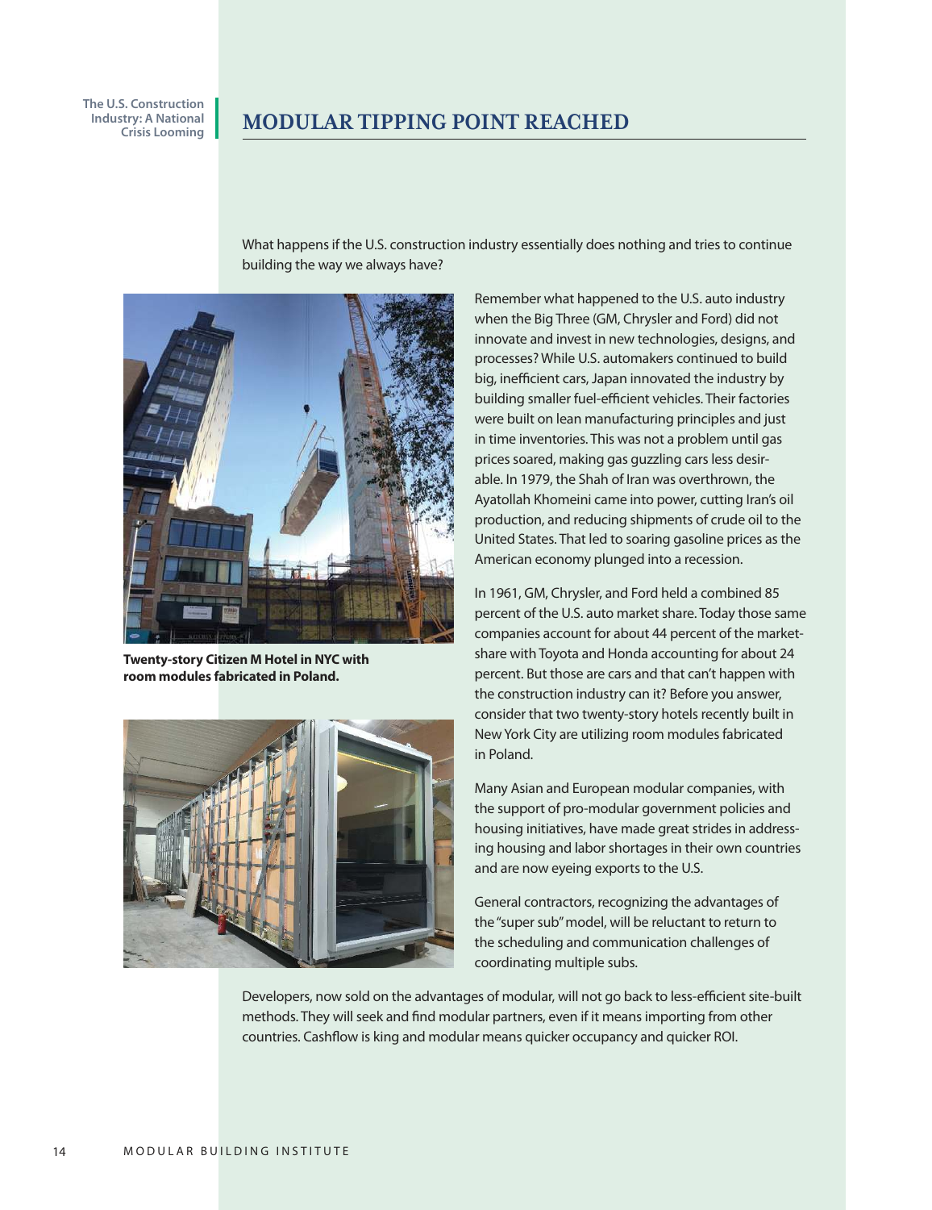## MODULAR TIPPING POINT REACHED

What happens if the U.S. construction industry essentially does nothing and tries to continue building the way we always have?

**Twenty-story Citizen M Hotel in NYC with room modules fabricated in Poland.**

Remember what happened to the U.S. auto industry when the Big Three (GM, Chrysler and Ford) did not innovate and invest in new technologies, designs, and processes? While U.S. automakers continued to build big, inefficient cars, Japan innovated the industry by building smaller fuel-efficient vehicles. Their factories were built on lean manufacturing principles and just in time inventories. This was not a problem until gas prices soared, making gas guzzling cars less desirable. In 1979, the Shah of Iran was overthrown, the Ayatollah Khomeini came into power, cutting Iran's oil production, and reducing shipments of crude oil to the United States. That led to soaring gasoline prices as the American economy plunged into a recession.

In 1961, GM, Chrysler, and Ford held a combined 85 percent of the U.S. auto market share. Today those same companies account for about 44 percent of the market-share with Toyota and Honda accounting for about 24 percent. But those are cars and that can't happen with the construction industry can it? Before you answer, consider that two twenty-story hotels recently built in New York City are utilizing room modules fabricated in Poland.

Many Asian and European modular companies, with the support of pro-modular government policies and housing initiatives, have made great strides in addressing housing and labor shortages in their own countries and are now eyeing exports to the U.S.

General contractors, recognizing the advantages of the "super sub" model, will be reluctant to return to the scheduling and communication challenges of coordinating multiple subs.

Developers, now sold on the advantages of modular, will not go back to less-efficient site-built methods. They will seek and find modular partners, even if it means importing from other countries. Cashflow is king and modular means quicker occupancy and quicker ROI.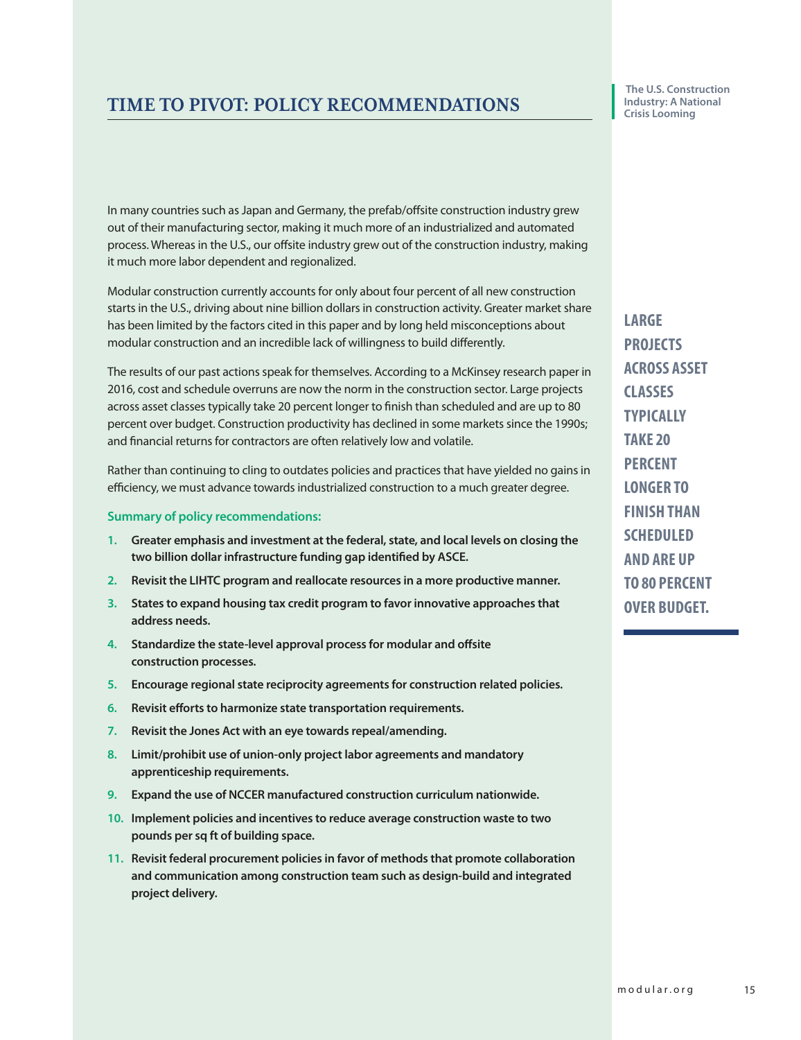# TIME TO PIVOT: POLICY RECOMMENDATIONS

In many countries such as Japan and Germany, the prefab/offsite construction industry grew out of their manufacturing sector, making it much more of an industrialized and automated process. Whereas in the U.S., our offsite industry grew out of the construction industry, making it much more labor dependent and regionalized.

Modular construction currently accounts for only about four percent of all new construction starts in the U.S., driving about nine billion dollars in construction activity. Greater market share has been limited by the factors cited in this paper and by long held misconceptions about modular construction and an incredible lack of willingness to build differently.

The results of our past actions speak for themselves. According to a McKinsey research paper in 2016, cost and schedule overruns are now the norm in the construction sector. Large projects across asset classes typically take 20 percent longer to finish than scheduled and are up to 80 percent over budget. Construction productivity has declined in some markets since the 1990s; and financial returns for contractors are often relatively low and volatile.

Rather than continuing to cling to outdates policies and practices that have yielded no gains in efficiency, we must advance towards industrialized construction to a much greater degree.

**LARGE PROJECTS ACROSS ASSET CLASSES TYPICALLY TAKE 20 PERCENT LONGER TO FINISH THAN SCHEDULED AND ARE UP TO 80 PERCENT OVER BUDGET.**

**Summary of policy recommendations:**

1. **Greater emphasis and investment at the federal, state, and local levels on closing the two billion dollar infrastructure funding gap identified by ASCE.**
2. **Revisit the LIHTC program and reallocate resources in a more productive manner.**
3. **States to expand housing tax credit program to favor innovative approaches that address needs.**
4. **Standardize the state-level approval process for modular and offsite construction processes.**
5. **Encourage regional state reciprocity agreements for construction related policies.**
6. **Revisit efforts to harmonize state transportation requirements.**
7. **Revisit the Jones Act with an eye towards repeal/amending.**
8. **Limit/prohibit use of union-only project labor agreements and mandatory apprenticeship requirements.**
9. **Expand the use of NCCER manufactured construction curriculum nationwide.**
10. **Implement policies and incentives to reduce average construction waste to two pounds per sq ft of building space.**
11. **Revisit federal procurement policies in favor of methods that promote collaboration and communication among construction team such as design-build and integrated project delivery.**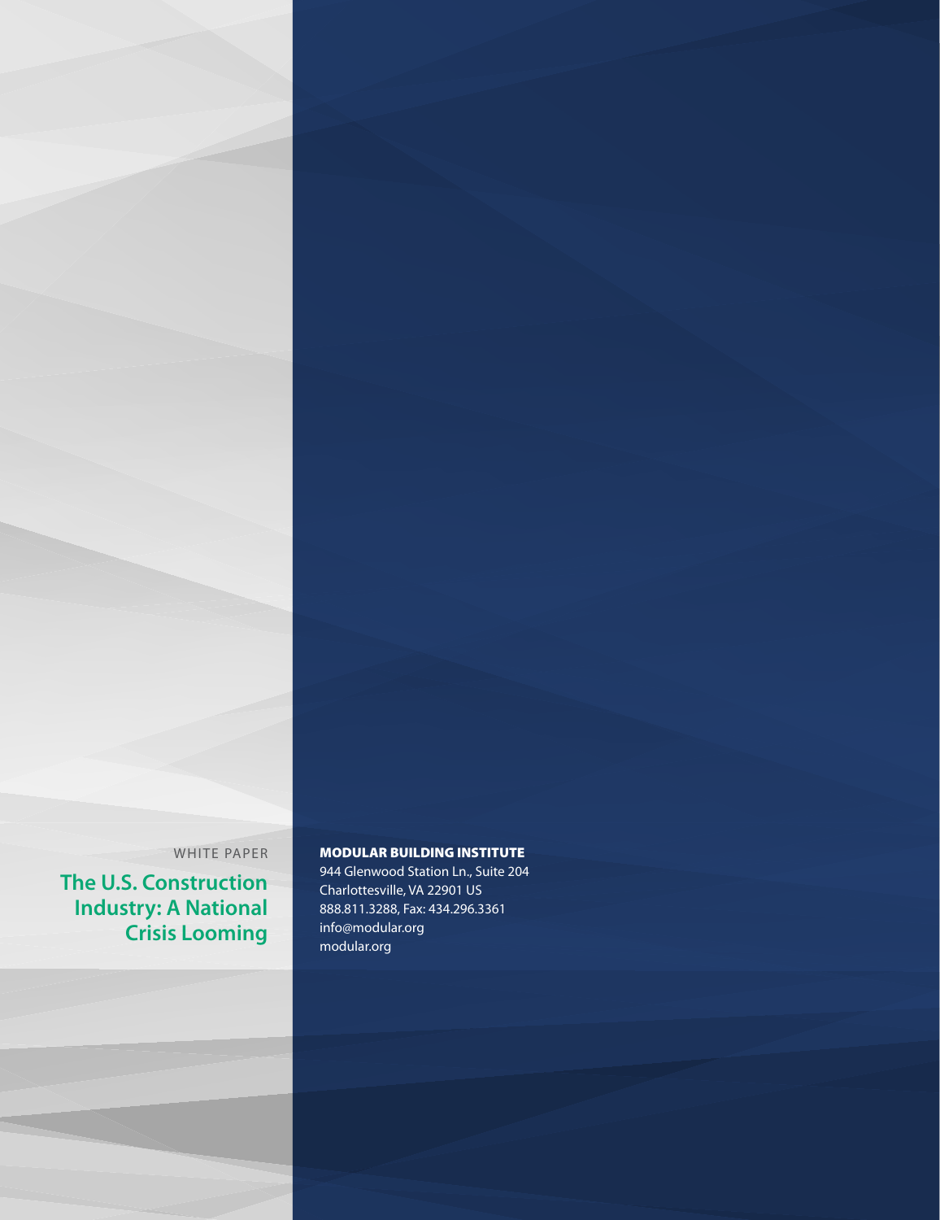WHITE PAPER

## The U.S. Construction Industry: A National Crisis Looming

**MODULAR BUILDING INSTITUTE**

944 Glenwood Station Ln., Suite 204
Charlottesville, VA 22901 US
888.811.3288, Fax: 434.296.3361
info@modular.org
modular.org